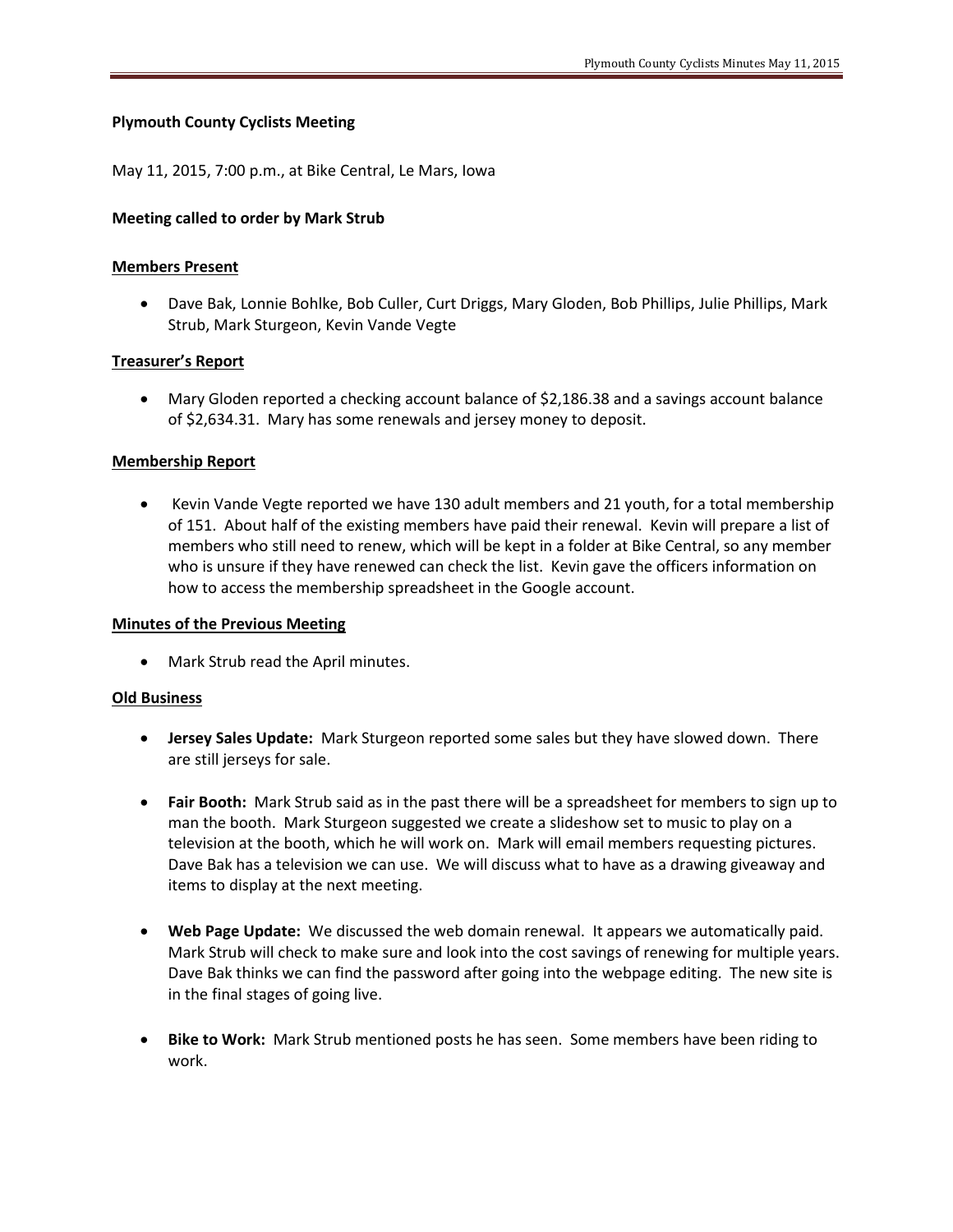**Plymouth County Cyclists Meeting**

May 11, 2015, 7:00 p.m., at Bike Central, Le Mars, Iowa

**Meeting called to order by Mark Strub**

**Members Present**

- Dave Bak, Lonnie Bohlke, Bob Culler, Curt Driggs, Mary Gloden, Bob Phillips, Julie Phillips, Mark Strub, Mark Sturgeon, Kevin Vande Vegte

**Treasurer's Report**

- Mary Gloden reported a checking account balance of $2,186.38 and a savings account balance of $2,634.31. Mary has some renewals and jersey money to deposit.

**Membership Report**

- Kevin Vande Vegte reported we have 130 adult members and 21 youth, for a total membership of 151. About half of the existing members have paid their renewal. Kevin will prepare a list of members who still need to renew, which will be kept in a folder at Bike Central, so any member who is unsure if they have renewed can check the list. Kevin gave the officers information on how to access the membership spreadsheet in the Google account.

**Minutes of the Previous Meeting**

- Mark Strub read the April minutes.

**Old Business**

- **Jersey Sales Update:** Mark Sturgeon reported some sales but they have slowed down. There are still jerseys for sale.

- **Fair Booth:** Mark Strub said as in the past there will be a spreadsheet for members to sign up to man the booth. Mark Sturgeon suggested we create a slideshow set to music to play on a television at the booth, which he will work on. Mark will email members requesting pictures. Dave Bak has a television we can use. We will discuss what to have as a drawing giveaway and items to display at the next meeting.

- **Web Page Update:** We discussed the web domain renewal. It appears we automatically paid. Mark Strub will check to make sure and look into the cost savings of renewing for multiple years. Dave Bak thinks we can find the password after going into the webpage editing. The new site is in the final stages of going live.

- **Bike to Work:** Mark Strub mentioned posts he has seen. Some members have been riding to work.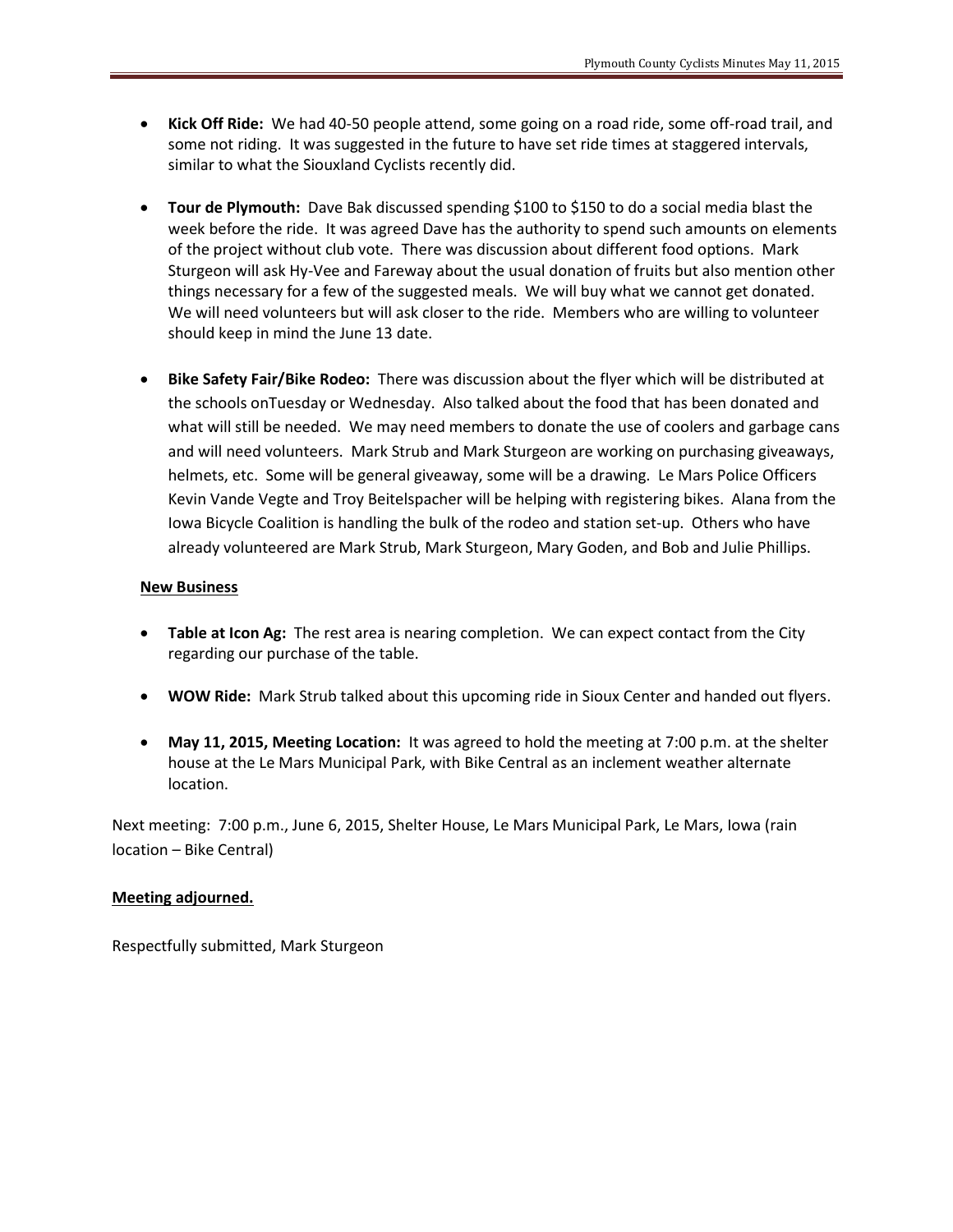- **Kick Off Ride:** We had 40-50 people attend, some going on a road ride, some off-road trail, and some not riding. It was suggested in the future to have set ride times at staggered intervals, similar to what the Siouxland Cyclists recently did.

- **Tour de Plymouth:** Dave Bak discussed spending $100 to $150 to do a social media blast the week before the ride. It was agreed Dave has the authority to spend such amounts on elements of the project without club vote. There was discussion about different food options. Mark Sturgeon will ask Hy-Vee and Fareway about the usual donation of fruits but also mention other things necessary for a few of the suggested meals. We will buy what we cannot get donated. We will need volunteers but will ask closer to the ride. Members who are willing to volunteer should keep in mind the June 13 date.

- **Bike Safety Fair/Bike Rodeo:** There was discussion about the flyer which will be distributed at the schools onTuesday or Wednesday. Also talked about the food that has been donated and what will still be needed. We may need members to donate the use of coolers and garbage cans and will need volunteers. Mark Strub and Mark Sturgeon are working on purchasing giveaways, helmets, etc. Some will be general giveaway, some will be a drawing. Le Mars Police Officers Kevin Vande Vegte and Troy Beitelspacher will be helping with registering bikes. Alana from the Iowa Bicycle Coalition is handling the bulk of the rodeo and station set-up. Others who have already volunteered are Mark Strub, Mark Sturgeon, Mary Goden, and Bob and Julie Phillips.

**<u>New Business</u>**

- **Table at Icon Ag:** The rest area is nearing completion. We can expect contact from the City regarding our purchase of the table.

- **WOW Ride:** Mark Strub talked about this upcoming ride in Sioux Center and handed out flyers.

- **May 11, 2015, Meeting Location:** It was agreed to hold the meeting at 7:00 p.m. at the shelter house at the Le Mars Municipal Park, with Bike Central as an inclement weather alternate location.

Next meeting: 7:00 p.m., June 6, 2015, Shelter House, Le Mars Municipal Park, Le Mars, Iowa (rain location – Bike Central)

**<u>Meeting adjourned.</u>**

Respectfully submitted, Mark Sturgeon